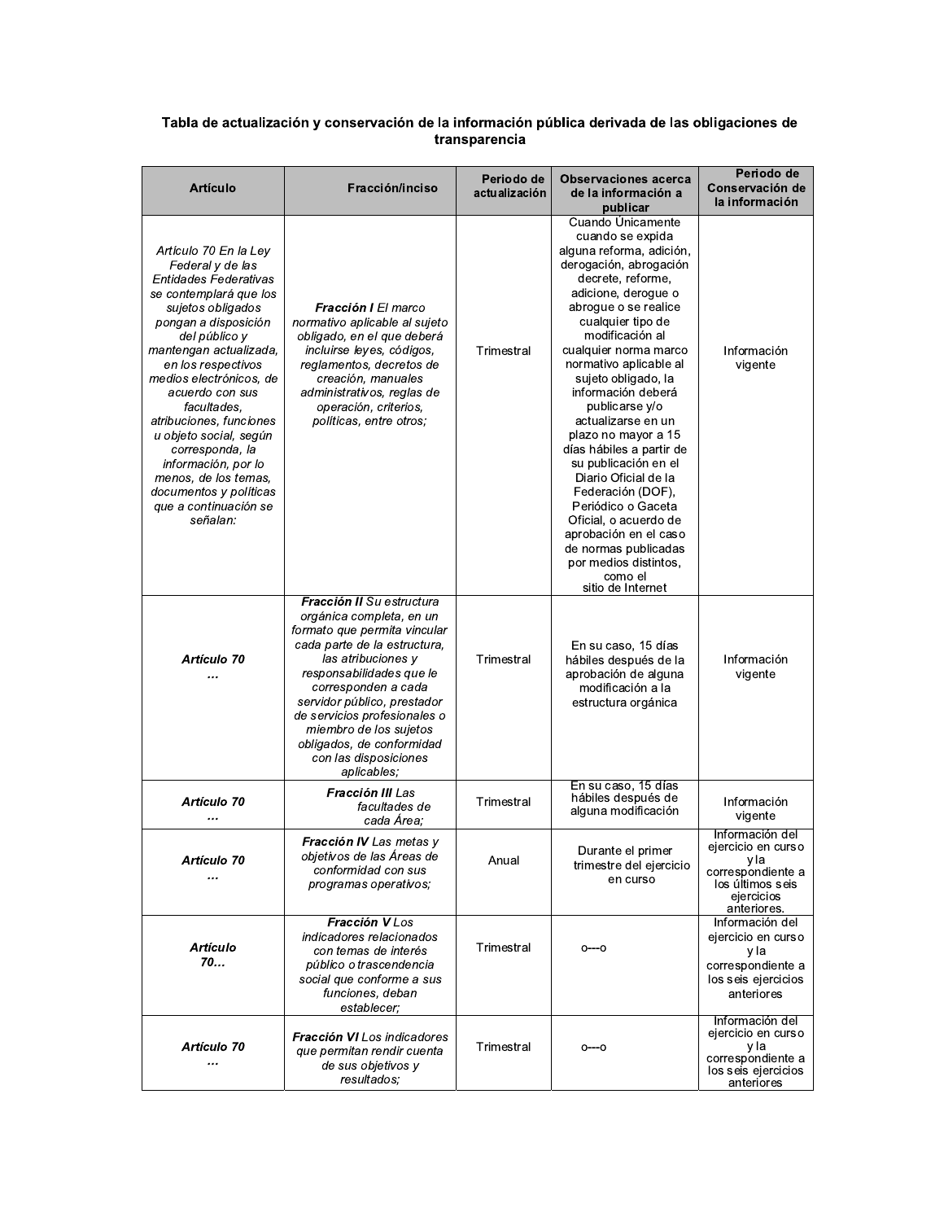# Tabla de actualización y conservación de la información pública derivada de las obligaciones de transparencia

| Artículo | Fracción/inciso | Periodo de actualización | Observaciones acerca de la información a publicar | Periodo de Conservación de la información |
|---|---|---|---|---|
| *Artículo 70 En la Ley Federal y de las Entidades Federativas se contemplará que los sujetos obligados pongan a disposición del público y mantengan actualizada, en los respectivos medios electrónicos, de acuerdo con sus facultades, atribuciones, funciones u objeto social, según corresponda, la información, por lo menos, de los temas, documentos y políticas que a continuación se señalan:* | ***Fracción I** El marco normativo aplicable al sujeto obligado, en el que deberá incluirse leyes, códigos, reglamentos, decretos de creación, manuales administrativos, reglas de operación, criterios, políticas, entre otros;* | Trimestral | Cuando Únicamente cuando se expida alguna reforma, adición, derogación, abrogación decrete, reforme, adicione, derogue o abrogue o se realice cualquier tipo de modificación al cualquier norma marco normativo aplicable al sujeto obligado, la información deberá publicarse y/o actualizarse en un plazo no mayor a 15 días hábiles a partir de su publicación en el Diario Oficial de la Federación (DOF), Periódico o Gaceta Oficial, o acuerdo de aprobación en el caso de normas publicadas por medios distintos, como el sitio de Internet | Información vigente |
| ***Artículo 70 …*** | ***Fracción II** Su estructura orgánica completa, en un formato que permita vincular cada parte de la estructura, las atribuciones y responsabilidades que le corresponden a cada servidor público, prestador de servicios profesionales o miembro de los sujetos obligados, de conformidad con las disposiciones aplicables;* | Trimestral | En su caso, 15 días hábiles después de la aprobación de alguna modificación a la estructura orgánica | Información vigente |
| ***Artículo 70 …*** | ***Fracción III** Las facultades de cada Área;* | Trimestral | En su caso, 15 días hábiles después de alguna modificación | Información vigente |
| ***Artículo 70 …*** | ***Fracción IV** Las metas y objetivos de las Áreas de conformidad con sus programas operativos;* | Anual | Durante el primer trimestre del ejercicio en curso | Información del ejercicio en curso y la correspondiente a los últimos seis ejercicios anteriores. |
| ***Artículo 70…*** | ***Fracción V** Los indicadores relacionados con temas de interés público o trascendencia social que conforme a sus funciones, deban establecer;* | Trimestral | o---o | Información del ejercicio en curso y la correspondiente a los seis ejercicios anteriores |
| ***Artículo 70 …*** | ***Fracción VI** Los indicadores que permitan rendir cuenta de sus objetivos y resultados;* | Trimestral | o---o | Información del ejercicio en curso y la correspondiente a los seis ejercicios anteriores |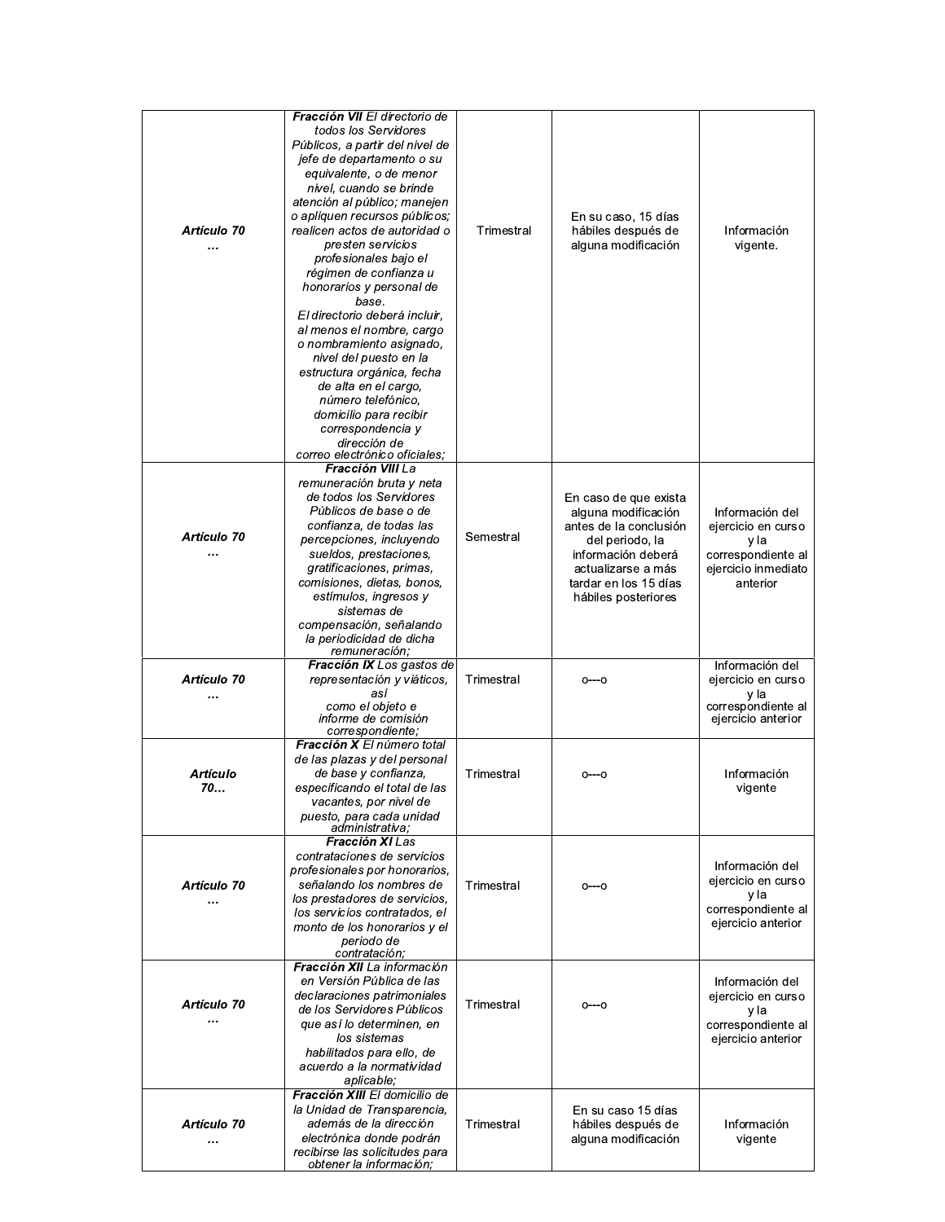| | | | | |
|---|---|---|---|---|
| ***Artículo 70 …*** | ***Fracción VII*** *El directorio de todos los Servidores Públicos, a partir del nivel de jefe de departamento o su equivalente, o de menor nivel, cuando se brinde atención al público; manejen o apliquen recursos públicos; realicen actos de autoridad o presten servicios profesionales bajo el régimen de confianza u honorarios y personal de base. El directorio deberá incluir, al menos el nombre, cargo o nombramiento asignado, nivel del puesto en la estructura orgánica, fecha de alta en el cargo, número telefónico, domicilio para recibir correspondencia y dirección de correo electrónico oficiales;* | Trimestral | En su caso, 15 días hábiles después de alguna modificación | Información vigente. |
| ***Artículo 70 …*** | ***Fracción VIII*** *La remuneración bruta y neta de todos los Servidores Públicos de base o de confianza, de todas las percepciones, incluyendo sueldos, prestaciones, gratificaciones, primas, comisiones, dietas, bonos, estímulos, ingresos y sistemas de compensación, señalando la periodicidad de dicha remuneración;* | Semestral | En caso de que exista alguna modificación antes de la conclusión del periodo, la información deberá actualizarse a más tardar en los 15 días hábiles posteriores | Información del ejercicio en curso y la correspondiente al ejercicio inmediato anterior |
| ***Artículo 70 …*** | ***Fracción IX*** *Los gastos de representación y viáticos, así como el objeto e informe de comisión correspondiente;* | Trimestral | o---o | Información del ejercicio en curso y la correspondiente al ejercicio anterior |
| ***Artículo 70…*** | ***Fracción X*** *El número total de las plazas y del personal de base y confianza, especificando el total de las vacantes, por nivel de puesto, para cada unidad administrativa;* | Trimestral | o---o | Información vigente |
| ***Artículo 70 …*** | ***Fracción XI*** *Las contrataciones de servicios profesionales por honorarios, señalando los nombres de los prestadores de servicios, los servicios contratados, el monto de los honorarios y el periodo de contratación;* | Trimestral | o---o | Información del ejercicio en curso y la correspondiente al ejercicio anterior |
| ***Artículo 70 …*** | ***Fracción XII*** *La información en Versión Pública de las declaraciones patrimoniales de los Servidores Públicos que así lo determinen, en los sistemas habilitados para ello, de acuerdo a la normatividad aplicable;* | Trimestral | o---o | Información del ejercicio en curso y la correspondiente al ejercicio anterior |
| ***Artículo 70 …*** | ***Fracción XIII*** *El domicilio de la Unidad de Transparencia, además de la dirección electrónica donde podrán recibirse las solicitudes para obtener la información;* | Trimestral | En su caso 15 días hábiles después de alguna modificación | Información vigente |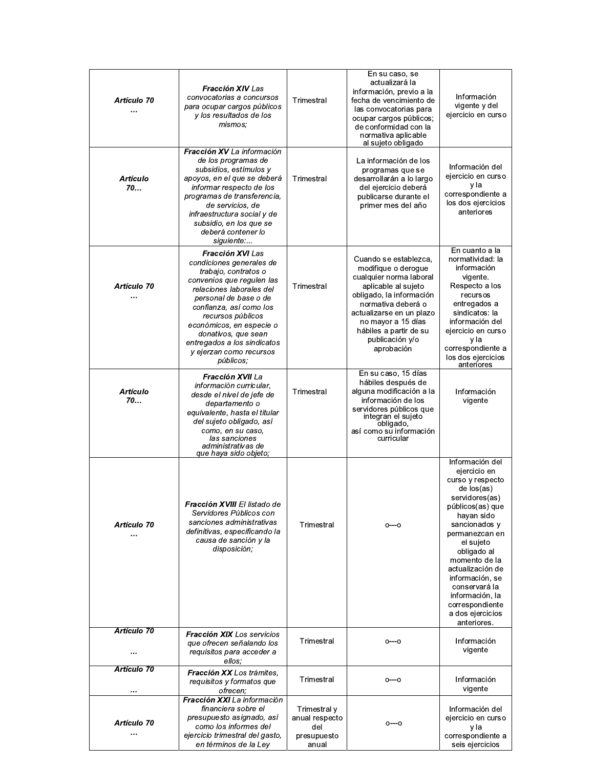| | | | | |
|---|---|---|---|---|
| ***Artículo 70 …*** | ***Fracción XIV*** *Las convocatorias a concursos para ocupar cargos públicos y los resultados de los mismos;* | Trimestral | En su caso, se actualizará la información, previo a la fecha de vencimiento de las convocatorias para ocupar cargos públicos; de conformidad con la normativa aplicable al sujeto obligado | Información vigente y del ejercicio en curso |
| ***Artículo 70…*** | ***Fracción XV*** *La información de los programas de subsidios, estímulos y apoyos, en el que se deberá informar respecto de los programas de transferencia, de servicios, de infraestructura social y de subsidio, en los que se deberá contener lo siguiente:...* | Trimestral | La información de los programas que se desarrollarán a lo largo del ejercicio deberá publicarse durante el primer mes del año | Información del ejercicio en curso y la correspondiente a los dos ejercicios anteriores |
| ***Artículo 70 …*** | ***Fracción XVI*** *Las condiciones generales de trabajo, contratos o convenios que regulen las relaciones laborales del personal de base o de confianza, así como los recursos públicos económicos, en especie o donativos, que sean entregados a los sindicatos y ejerzan como recursos públicos;* | Trimestral | Cuando se establezca, modifique o derogue cualquier norma laboral aplicable al sujeto obligado, la información normativa deberá o actualizarse en un plazo no mayor a 15 días hábiles a partir de su publicación y/o aprobación | En cuanto a la normatividad: la información vigente. Respecto a los recursos entregados a sindicatos: la información del ejercicio en curso y la correspondiente a los dos ejercicios anteriores |
| ***Artículo 70…*** | ***Fracción XVII*** *La información curricular, desde el nivel de jefe de departamento o equivalente, hasta el titular del sujeto obligado, así como, en su caso, las sanciones administrativas de que haya sido objeto;* | Trimestral | En su caso, 15 días hábiles después de alguna modificación a la información de los servidores públicos que integran el sujeto obligado, así como su información curricular | Información vigente |
| ***Artículo 70 …*** | ***Fracción XVIII*** *El listado de Servidores Públicos con sanciones administrativas definitivas, especificando la causa de sanción y la disposición;* | Trimestral | o---o | Información del ejercicio en curso y respecto de los(as) servidores(as) públicos(as) que hayan sido sancionados y permanezcan en el sujeto obligado al momento de la actualización de información, se conservará la información, la correspondiente a dos ejercicios anteriores. |
| ***Artículo 70 …*** | ***Fracción XIX*** *Los servicios que ofrecen señalando los requisitos para acceder a ellos;* | Trimestral | o---o | Información vigente |
| ***Artículo 70 …*** | ***Fracción XX*** *Los trámites, requisitos y formatos que ofrecen;* | Trimestral | o---o | Información vigente |
| ***Artículo 70 …*** | ***Fracción XXI*** *La información financiera sobre el presupuesto asignado, así como los informes del ejercicio trimestral del gasto, en términos de la Ley* | Trimestral y anual respecto del presupuesto anual | o---o | Información del ejercicio en curso y la correspondiente a seis ejercicios |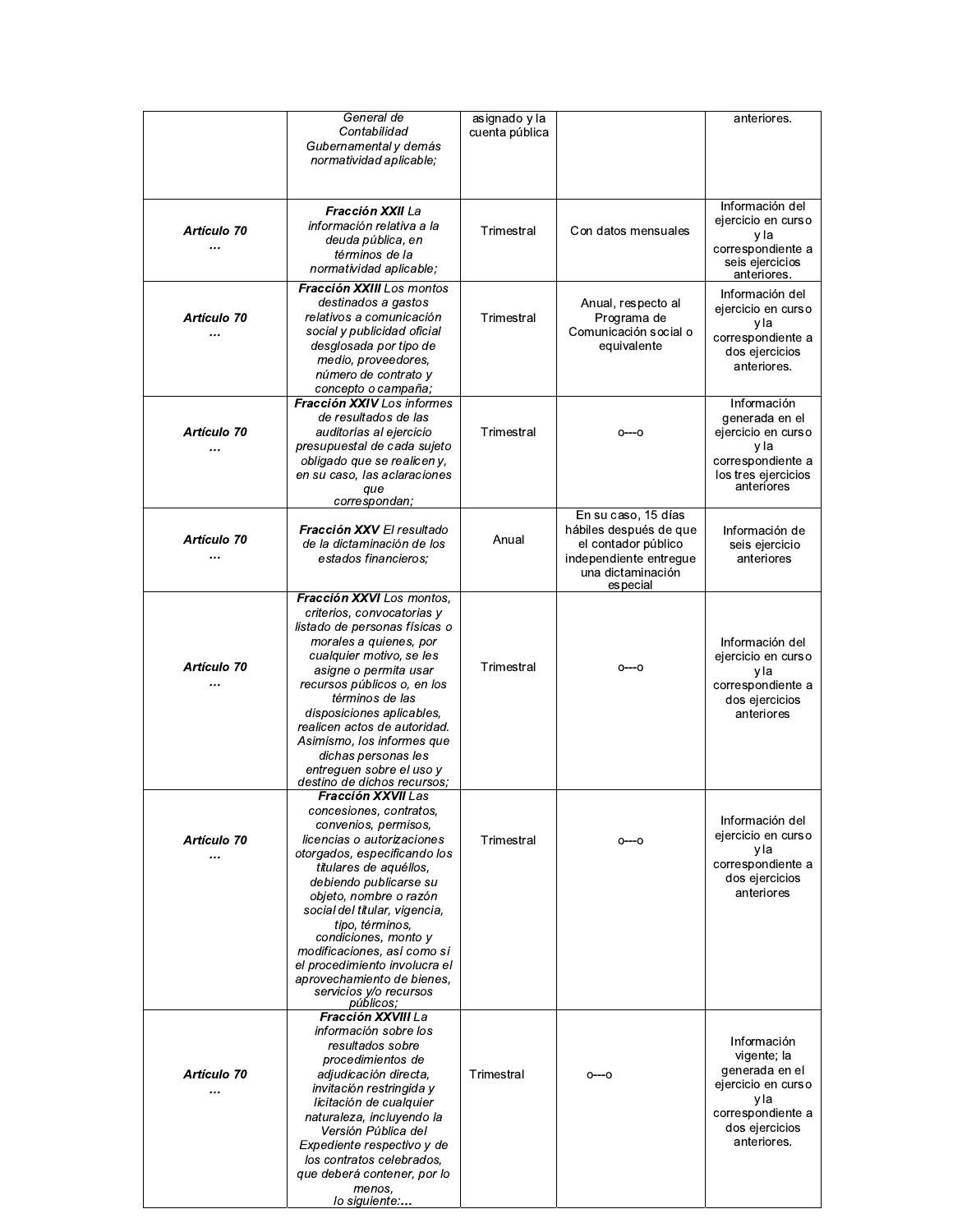| | | | | |
|---|---|---|---|---|
| | *General de Contabilidad Gubernamental y demás normatividad aplicable;* | asignado y la cuenta pública | | anteriores. |
| ***Artículo 70 …*** | ***Fracción XXII*** *La información relativa a la deuda pública, en términos de la normatividad aplicable;* | Trimestral | Con datos mensuales | Información del ejercicio en curso y la correspondiente a seis ejercicios anteriores. |
| ***Artículo 70 …*** | ***Fracción XXIII*** *Los montos destinados a gastos relativos a comunicación social y publicidad oficial desglosada por tipo de medio, proveedores, número de contrato y concepto o campaña;* | Trimestral | Anual, respecto al Programa de Comunicación social o equivalente | Información del ejercicio en curso y la correspondiente a dos ejercicios anteriores. |
| ***Artículo 70 …*** | ***Fracción XXIV*** *Los informes de resultados de las auditorías al ejercicio presupuestal de cada sujeto obligado que se realicen y, en su caso, las aclaraciones que correspondan;* | Trimestral | o---o | Información generada en el ejercicio en curso y la correspondiente a los tres ejercicios anteriores |
| ***Artículo 70 …*** | ***Fracción XXV*** *El resultado de la dictaminación de los estados financieros;* | Anual | En su caso, 15 días hábiles después de que el contador público independiente entregue una dictaminación especial | Información de seis ejercicio anteriores |
| ***Artículo 70 …*** | ***Fracción XXVI*** *Los montos, criterios, convocatorias y listado de personas físicas o morales a quienes, por cualquier motivo, se les asigne o permita usar recursos públicos o, en los términos de las disposiciones aplicables, realicen actos de autoridad. Asimismo, los informes que dichas personas les entreguen sobre el uso y destino de dichos recursos;* | Trimestral | o---o | Información del ejercicio en curso y la correspondiente a dos ejercicios anteriores |
| ***Artículo 70 …*** | ***Fracción XXVII*** *Las concesiones, contratos, convenios, permisos, licencias o autorizaciones otorgados, especificando los titulares de aquéllos, debiendo publicarse su objeto, nombre o razón social del titular, vigencia, tipo, términos, condiciones, monto y modificaciones, así como si el procedimiento involucra el aprovechamiento de bienes, servicios y/o recursos públicos;* | Trimestral | o---o | Información del ejercicio en curso y la correspondiente a dos ejercicios anteriores |
| ***Artículo 70 …*** | ***Fracción XXVIII*** *La información sobre los resultados sobre procedimientos de adjudicación directa, invitación restringida y licitación de cualquier naturaleza, incluyendo la Versión Pública del Expediente respectivo y de los contratos celebrados, que deberá contener, por lo menos, lo siguiente:**…*** | Trimestral | o---o | Información vigente; la generada en el ejercicio en curso y la correspondiente a dos ejercicios anteriores. |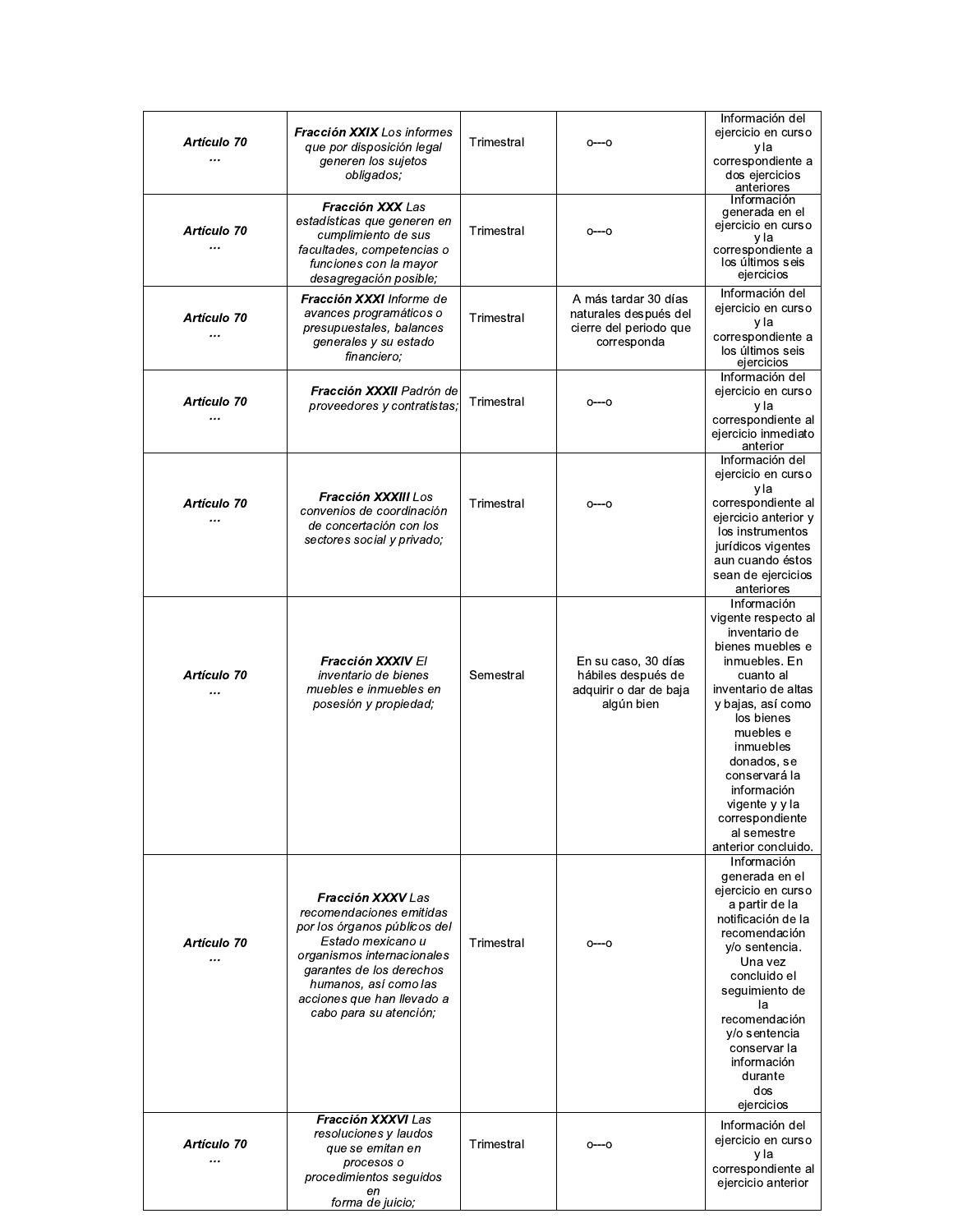| | | | | |
|---|---|---|---|---|
| *Artículo 70* *…* | ***Fracción XXIX*** *Los informes que por disposición legal generen los sujetos obligados;* | Trimestral | o---o | Información del ejercicio en curso y la correspondiente a dos ejercicios anteriores |
| *Artículo 70* *…* | ***Fracción XXX*** *Las estadísticas que generen en cumplimiento de sus facultades, competencias o funciones con la mayor desagregación posible;* | Trimestral | o---o | Información generada en el ejercicio en curso y la correspondiente a los últimos seis ejercicios |
| *Artículo 70* *…* | ***Fracción XXXI*** *Informe de avances programáticos o presupuestales, balances generales y su estado financiero;* | Trimestral | A más tardar 30 días naturales después del cierre del periodo que corresponda | Información del ejercicio en curso y la correspondiente a los últimos seis ejercicios |
| *Artículo 70* *…* | ***Fracción XXXII*** *Padrón de proveedores y contratistas;* | Trimestral | o---o | Información del ejercicio en curso y la correspondiente al ejercicio inmediato anterior |
| *Artículo 70* *…* | ***Fracción XXXIII*** *Los convenios de coordinación de concertación con los sectores social y privado;* | Trimestral | o---o | Información del ejercicio en curso y la correspondiente al ejercicio anterior y los instrumentos jurídicos vigentes aun cuando éstos sean de ejercicios anteriores |
| *Artículo 70* *…* | ***Fracción XXXIV*** *El inventario de bienes muebles e inmuebles en posesión y propiedad;* | Semestral | En su caso, 30 días hábiles después de adquirir o dar de baja algún bien | Información vigente respecto al inventario de bienes muebles e inmuebles. En cuanto al inventario de altas y bajas, así como los bienes muebles e inmuebles donados, se conservará la información vigente y y la correspondiente al semestre anterior concluido. |
| *Artículo 70* *…* | ***Fracción XXXV*** *Las recomendaciones emitidas por los órganos públicos del Estado mexicano u organismos internacionales garantes de los derechos humanos, así como las acciones que han llevado a cabo para su atención;* | Trimestral | o---o | Información generada en el ejercicio en curso a partir de la notificación de la recomendación y/o sentencia. Una vez concluido el seguimiento de la recomendación y/o sentencia conservar la información durante dos ejercicios |
| *Artículo 70* *…* | ***Fracción XXXVI*** *Las resoluciones y laudos que se emitan en procesos o procedimientos seguidos en forma de juicio;* | Trimestral | o---o | Información del ejercicio en curso y la correspondiente al ejercicio anterior |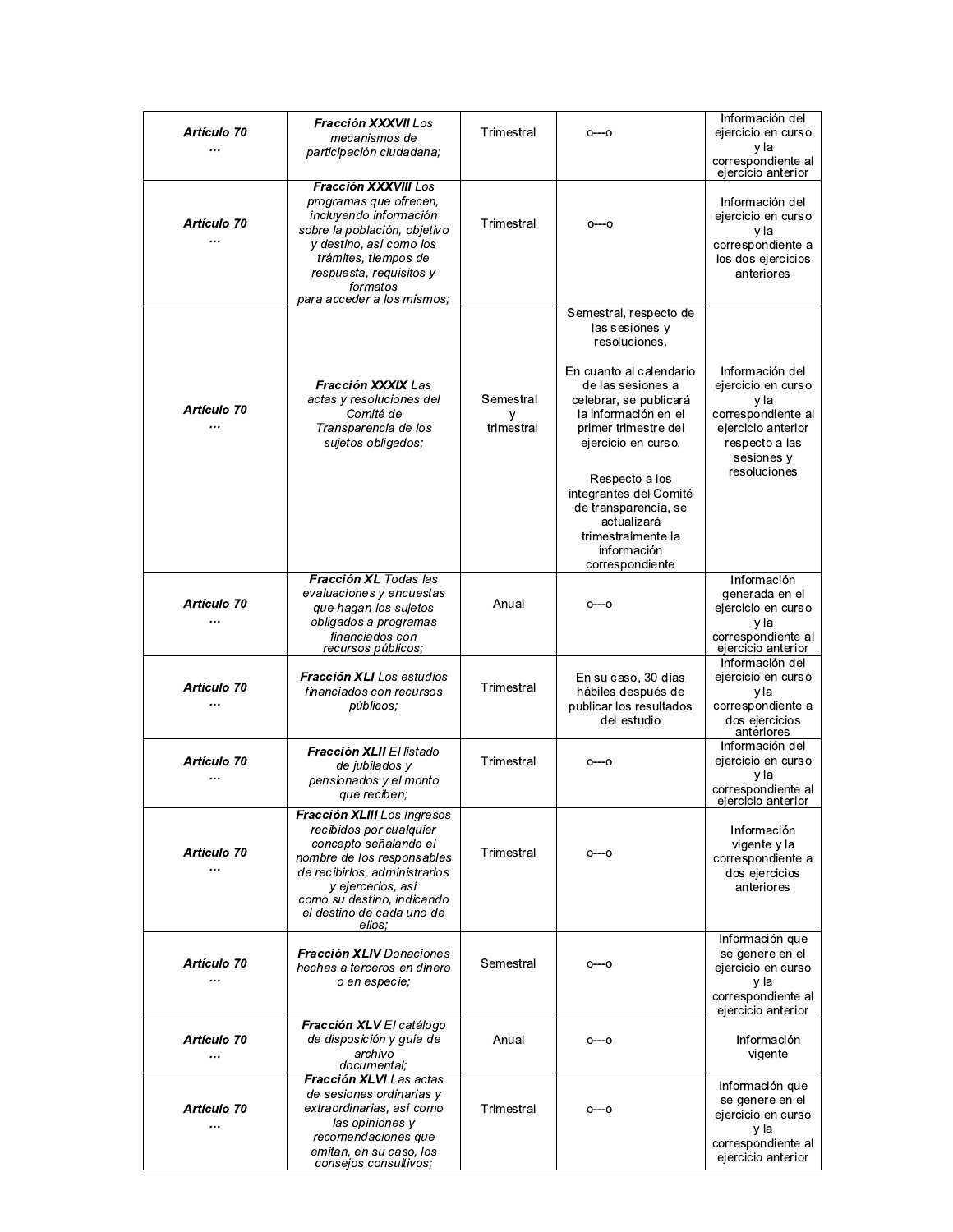| | | | | |
|---|---|---|---|---|
| *Artículo 70* *…* | ***Fracción XXXVII*** *Los mecanismos de participación ciudadana;* | Trimestral | o---o | Información del ejercicio en curso y la correspondiente al ejercicio anterior |
| *Artículo 70* *…* | ***Fracción XXXVIII*** *Los programas que ofrecen, incluyendo información sobre la población, objetivo y destino, así como los trámites, tiempos de respuesta, requisitos y formatos para acceder a los mismos;* | Trimestral | o---o | Información del ejercicio en curso y la correspondiente a los dos ejercicios anteriores |
| *Artículo 70* *…* | ***Fracción XXXIX*** *Las actas y resoluciones del Comité de Transparencia de los sujetos obligados;* | Semestral y trimestral | Semestral, respecto de las sesiones y resoluciones.<br><br>En cuanto al calendario de las sesiones a celebrar, se publicará la información en el primer trimestre del ejercicio en curso.<br><br>Respecto a los integrantes del Comité de transparencia, se actualizará trimestralmente la información correspondiente | Información del ejercicio en curso y la correspondiente al ejercicio anterior respecto a las sesiones y resoluciones |
| *Artículo 70* *…* | ***Fracción XL*** *Todas las evaluaciones y encuestas que hagan los sujetos obligados a programas financiados con recursos públicos;* | Anual | o---o | Información generada en el ejercicio en curso y la correspondiente al ejercicio anterior |
| *Artículo 70* *…* | ***Fracción XLI*** *Los estudios financiados con recursos públicos;* | Trimestral | En su caso, 30 días hábiles después de publicar los resultados del estudio | Información del ejercicio en curso y la correspondiente a dos ejercicios anteriores |
| *Artículo 70* *…* | ***Fracción XLII*** *El listado de jubilados y pensionados y el monto que reciben;* | Trimestral | o---o | Información del ejercicio en curso y la correspondiente al ejercicio anterior |
| *Artículo 70* *…* | ***Fracción XLIII*** *Los ingresos recibidos por cualquier concepto señalando el nombre de los responsables de recibirlos, administrarlos y ejercerlos, así como su destino, indicando el destino de cada uno de ellos;* | Trimestral | o---o | Información vigente y la correspondiente a dos ejercicios anteriores |
| *Artículo 70* *…* | ***Fracción XLIV*** *Donaciones hechas a terceros en dinero o en especie;* | Semestral | o---o | Información que se genere en el ejercicio en curso y la correspondiente al ejercicio anterior |
| *Artículo 70* *…* | ***Fracción XLV*** *El catálogo de disposición y guía de archivo documental;* | Anual | o---o | Información vigente |
| *Artículo 70* *…* | ***Fracción XLVI*** *Las actas de sesiones ordinarias y extraordinarias, así como las opiniones y recomendaciones que emitan, en su caso, los consejos consultivos;* | Trimestral | o---o | Información que se genere en el ejercicio en curso y la correspondiente al ejercicio anterior |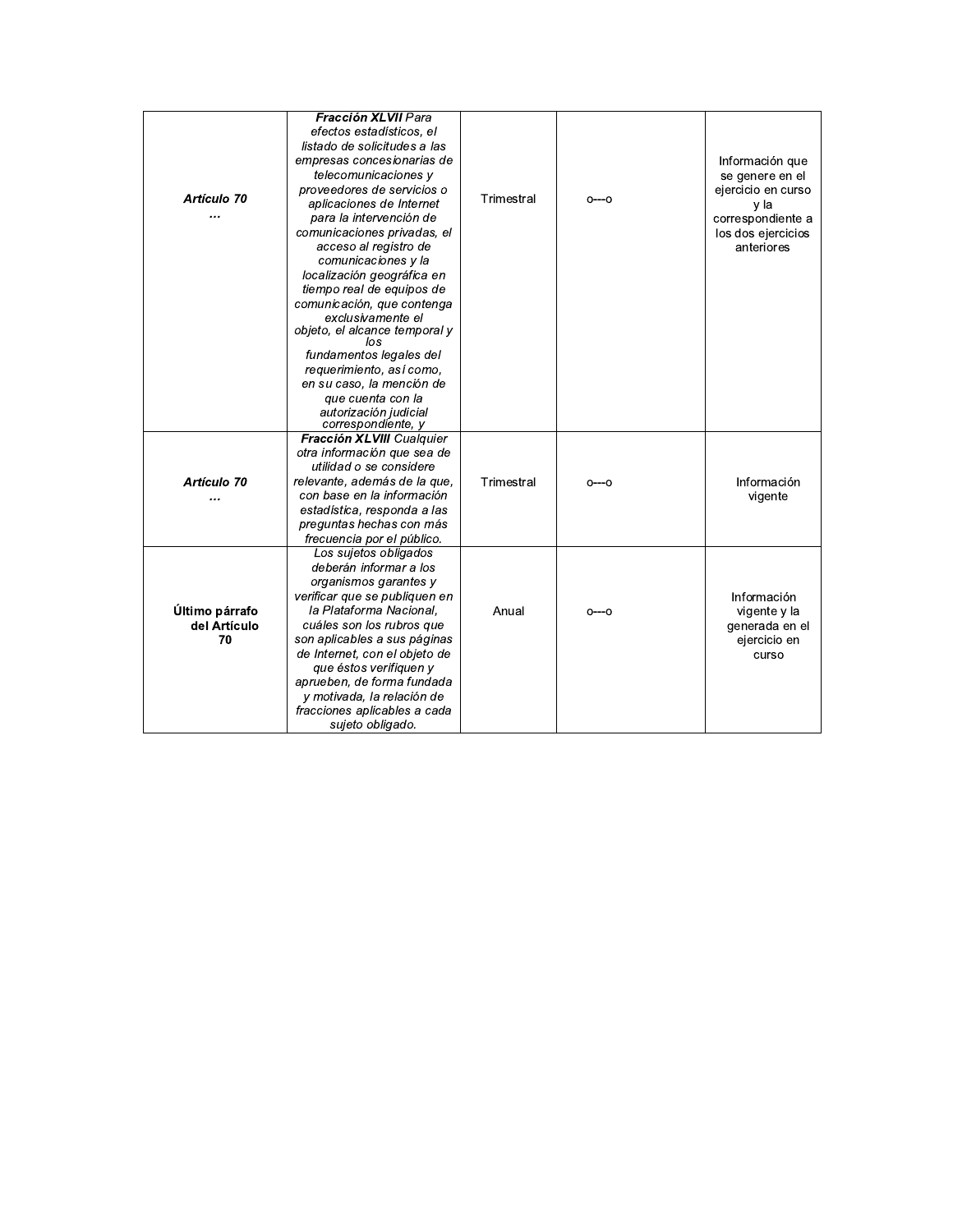| | | | | |
|---|---|---|---|---|
| ***Artículo 70*** ***…*** | ***Fracción XLVII*** *Para efectos estadísticos, el listado de solicitudes a las empresas concesionarias de telecomunicaciones y proveedores de servicios o aplicaciones de Internet para la intervención de comunicaciones privadas, el acceso al registro de comunicaciones y la localización geográfica en tiempo real de equipos de comunicación, que contenga exclusivamente el objeto, el alcance temporal y los fundamentos legales del requerimiento, así como, en su caso, la mención de que cuenta con la autorización judicial correspondiente, y* | Trimestral | o---o | Información que se genere en el ejercicio en curso y la correspondiente a los dos ejercicios anteriores |
| ***Artículo 70*** ***…*** | ***Fracción XLVIII*** *Cualquier otra información que sea de utilidad o se considere relevante, además de la que, con base en la información estadística, responda a las preguntas hechas con más frecuencia por el público.* | Trimestral | o---o | Información vigente |
| **Último párrafo del Artículo 70** | *Los sujetos obligados deberán informar a los organismos garantes y verificar que se publiquen en la Plataforma Nacional, cuáles son los rubros que son aplicables a sus páginas de Internet, con el objeto de que éstos verifiquen y aprueben, de forma fundada y motivada, la relación de fracciones aplicables a cada sujeto obligado.* | Anual | o---o | Información vigente y la generada en el ejercicio en curso |